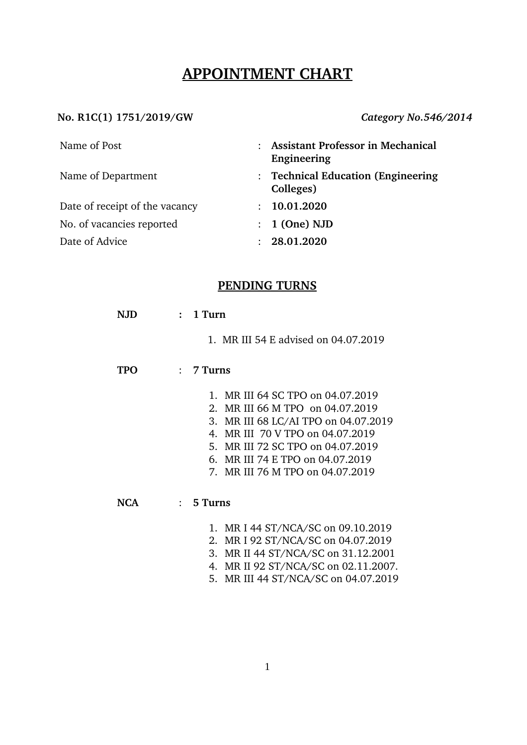# APPOINTMENT CHART

**No. R1C(1) 1751/2019/GW** *Category No.546/2014*

| | | |
|---|---|---|
| Name of Post | : | **Assistant Professor in Mechanical Engineering** |
| Name of Department | : | **Technical Education (Engineering Colleges)** |
| Date of receipt of the vacancy | : | **10.01.2020** |
| No. of vacancies reported | : | **1 (One) NJD** |
| Date of Advice | : | **28.01.2020** |

## PENDING TURNS

**NJD : 1 Turn**

1. MR III 54 E advised on 04.07.2019

**TPO : 7 Turns**

1. MR III 64 SC TPO on 04.07.2019
2. MR III 66 M TPO on 04.07.2019
3. MR III 68 LC/AI TPO on 04.07.2019
4. MR III 70 V TPO on 04.07.2019
5. MR III 72 SC TPO on 04.07.2019
6. MR III 74 E TPO on 04.07.2019
7. MR III 76 M TPO on 04.07.2019

**NCA : 5 Turns**

1. MR I 44 ST/NCA/SC on 09.10.2019
2. MR I 92 ST/NCA/SC on 04.07.2019
3. MR II 44 ST/NCA/SC on 31.12.2001
4. MR II 92 ST/NCA/SC on 02.11.2007.
5. MR III 44 ST/NCA/SC on 04.07.2019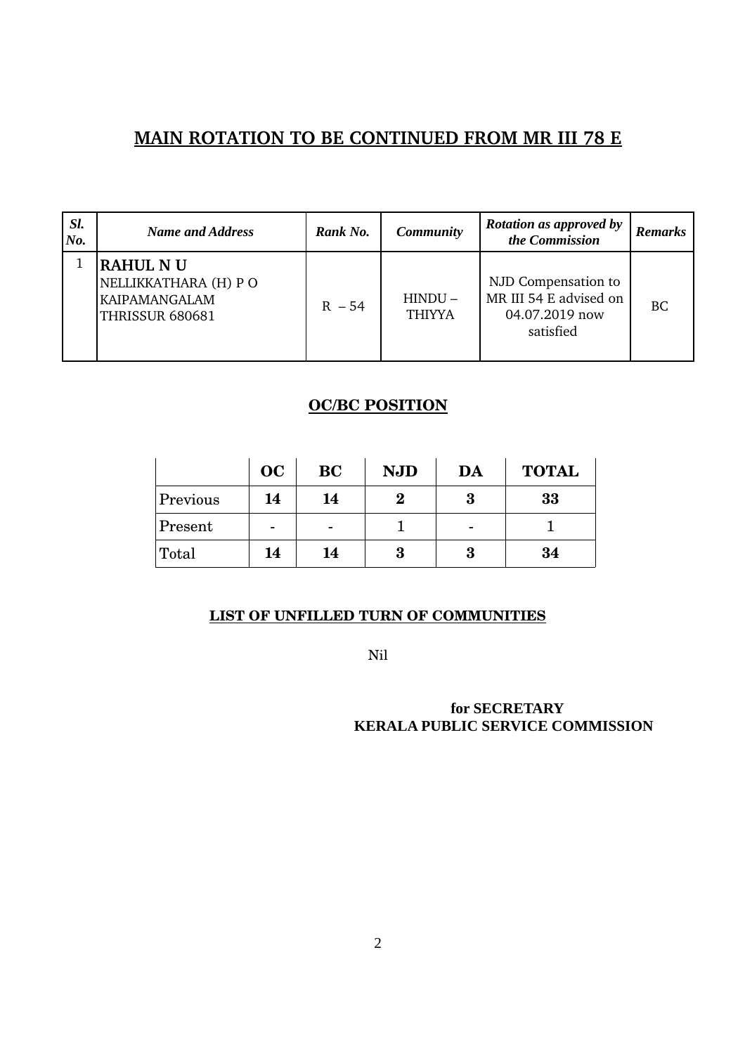## MAIN ROTATION TO BE CONTINUED FROM MR III 78 E

| Sl. No. | Name and Address | Rank No. | Community | Rotation as approved by the Commission | Remarks |
|---|---|---|---|---|---|
| 1 | **RAHUL N U**<br>NELLIKKATHARA (H) P O<br>KAIPAMANGALAM<br>THRISSUR 680681 | R – 54 | HINDU – THIYYA | NJD Compensation to MR III 54 E advised on 04.07.2019 now satisfied | BC |

### OC/BC POSITION

| | OC | BC | NJD | DA | TOTAL |
|---|---|---|---|---|---|
| Previous | **14** | **14** | **2** | **3** | **33** |
| Present | - | - | 1 | - | 1 |
| Total | **14** | **14** | **3** | **3** | **34** |

### LIST OF UNFILLED TURN OF COMMUNITIES

Nil

**for SECRETARY**
**KERALA PUBLIC SERVICE COMMISSION**